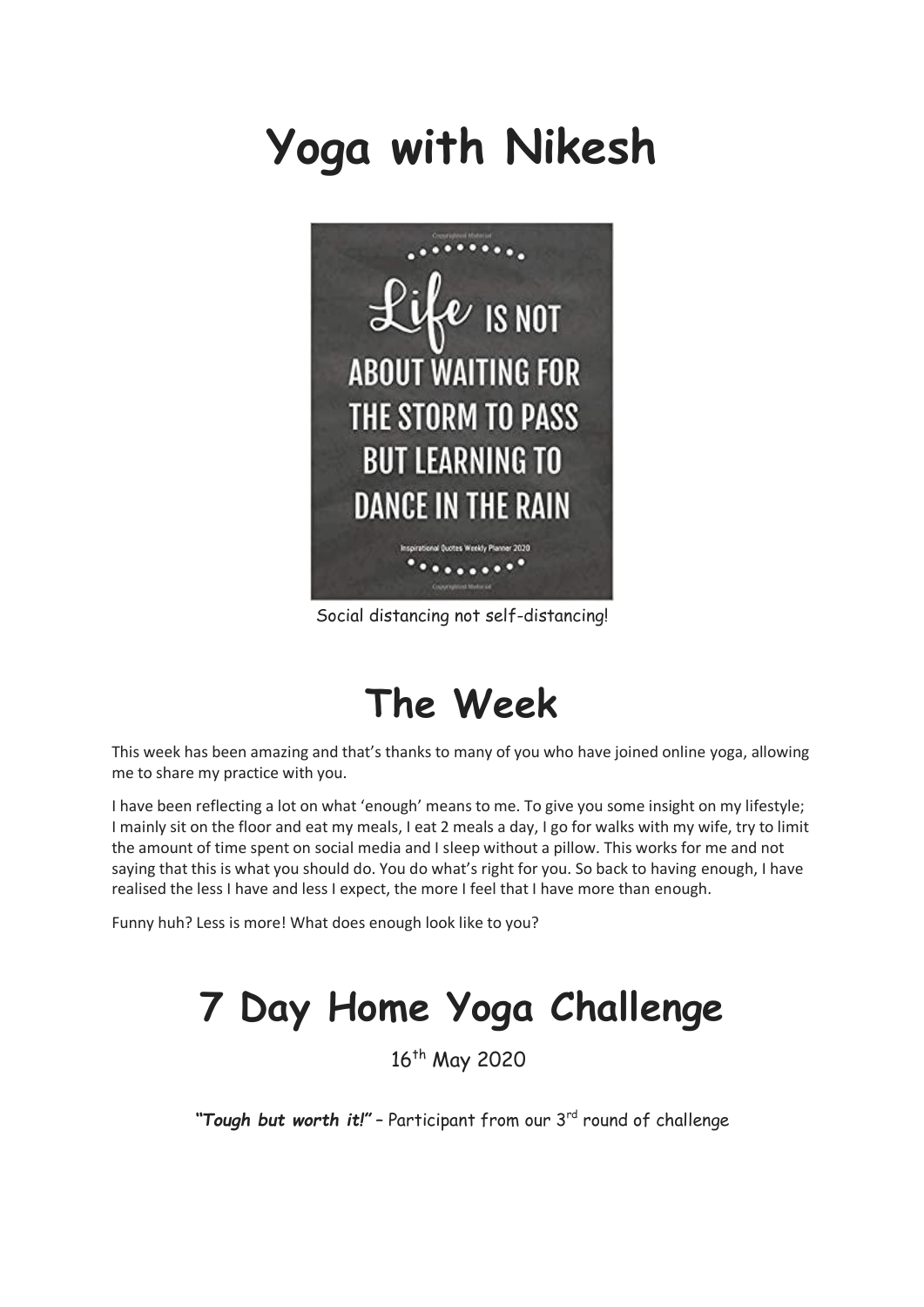# Yoga with Nikesh

Life IS NOT ABOUT WAITING FOR THE STORM TO PASS BUT LEARNING TO DANCE IN THE RAIN

Inspirational Quotes Weekly Planner 2020

Social distancing not self-distancing!

# The Week

This week has been amazing and that's thanks to many of you who have joined online yoga, allowing me to share my practice with you.

I have been reflecting a lot on what 'enough' means to me. To give you some insight on my lifestyle; I mainly sit on the floor and eat my meals, I eat 2 meals a day, I go for walks with my wife, try to limit the amount of time spent on social media and I sleep without a pillow. This works for me and not saying that this is what you should do. You do what's right for you. So back to having enough, I have realised the less I have and less I expect, the more I feel that I have more than enough.

Funny huh? Less is more! What does enough look like to you?

# 7 Day Home Yoga Challenge

16th May 2020

***"Tough but worth it!"*** – Participant from our 3rd round of challenge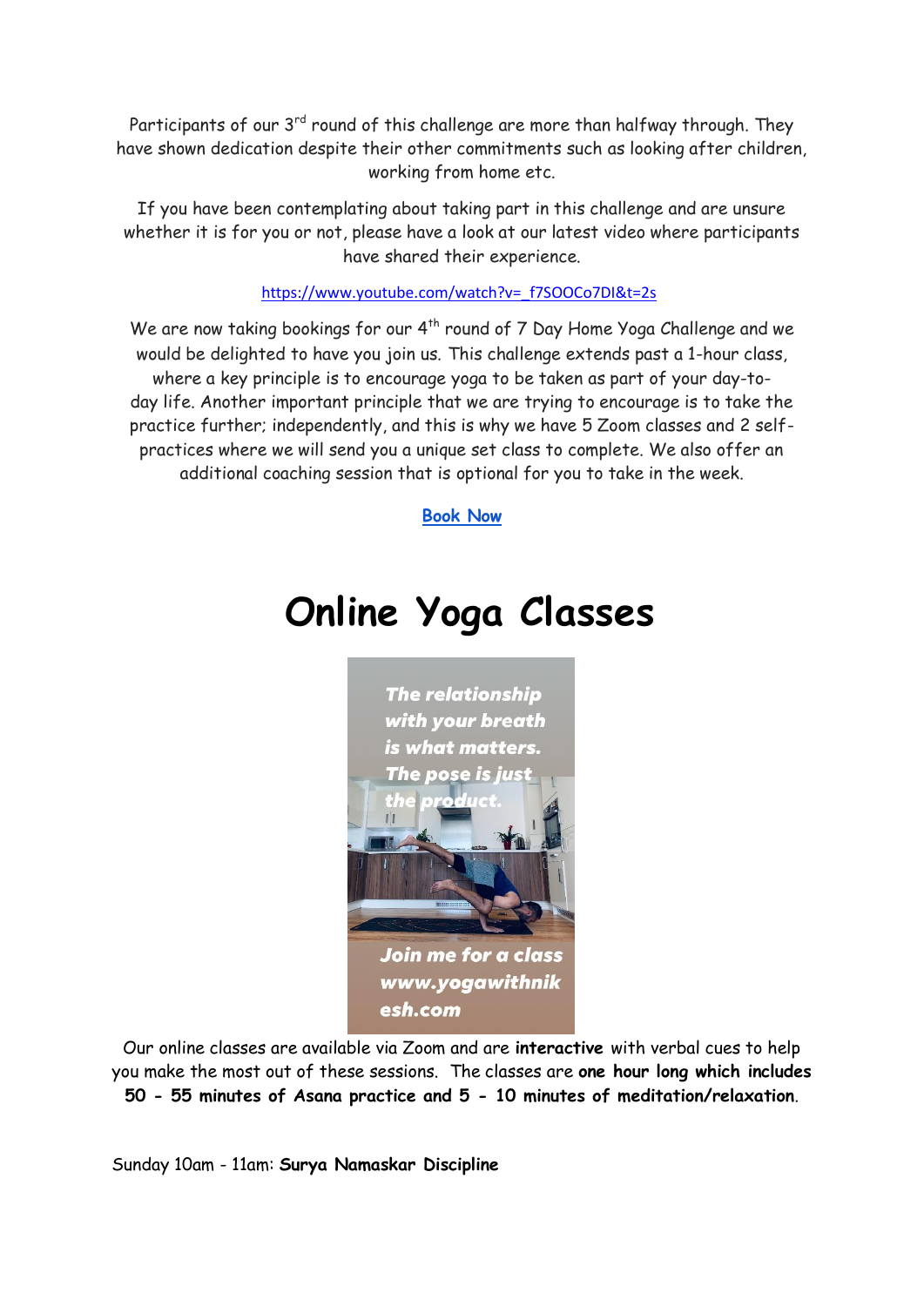Participants of our 3rd round of this challenge are more than halfway through. They have shown dedication despite their other commitments such as looking after children, working from home etc.

If you have been contemplating about taking part in this challenge and are unsure whether it is for you or not, please have a look at our latest video where participants have shared their experience.

https://www.youtube.com/watch?v=_f7SOOCo7DI&t=2s

We are now taking bookings for our 4th round of 7 Day Home Yoga Challenge and we would be delighted to have you join us. This challenge extends past a 1-hour class, where a key principle is to encourage yoga to be taken as part of your day-to-day life. Another important principle that we are trying to encourage is to take the practice further; independently, and this is why we have 5 Zoom classes and 2 self-practices where we will send you a unique set class to complete. We also offer an additional coaching session that is optional for you to take in the week.

**Book Now**

# Online Yoga Classes

*The relationship with your breath is what matters. The pose is just the product.*

*Join me for a class www.yogawithnikesh.com*

Our online classes are available via Zoom and are **interactive** with verbal cues to help you make the most out of these sessions. The classes are **one hour long which includes 50 - 55 minutes of Asana practice and 5 - 10 minutes of meditation/relaxation**.

Sunday 10am - 11am: **Surya Namaskar Discipline**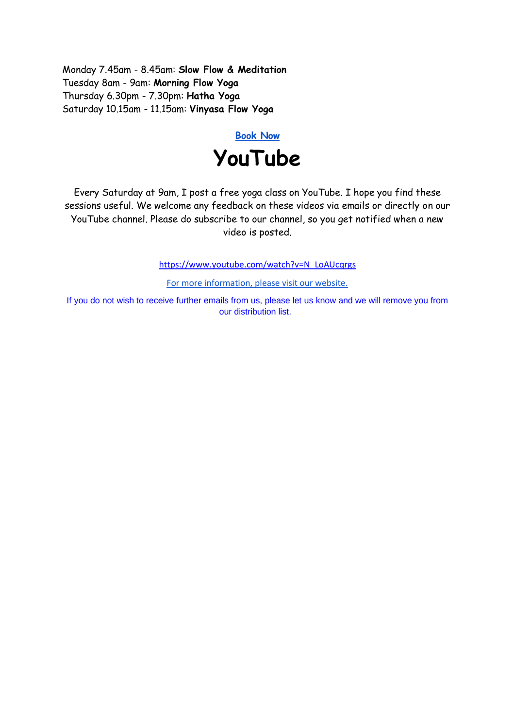Monday 7.45am - 8.45am: **Slow Flow & Meditation**
Tuesday 8am - 9am: **Morning Flow Yoga**
Thursday 6.30pm - 7.30pm: **Hatha Yoga**
Saturday 10.15am - 11.15am: **Vinyasa Flow Yoga**

**Book Now**

# YouTube

Every Saturday at 9am, I post a free yoga class on YouTube. I hope you find these sessions useful. We welcome any feedback on these videos via emails or directly on our YouTube channel. Please do subscribe to our channel, so you get notified when a new video is posted.

https://www.youtube.com/watch?v=N_LoAUcqrgs

For more information, please visit our website.

If you do not wish to receive further emails from us, please let us know and we will remove you from our distribution list.